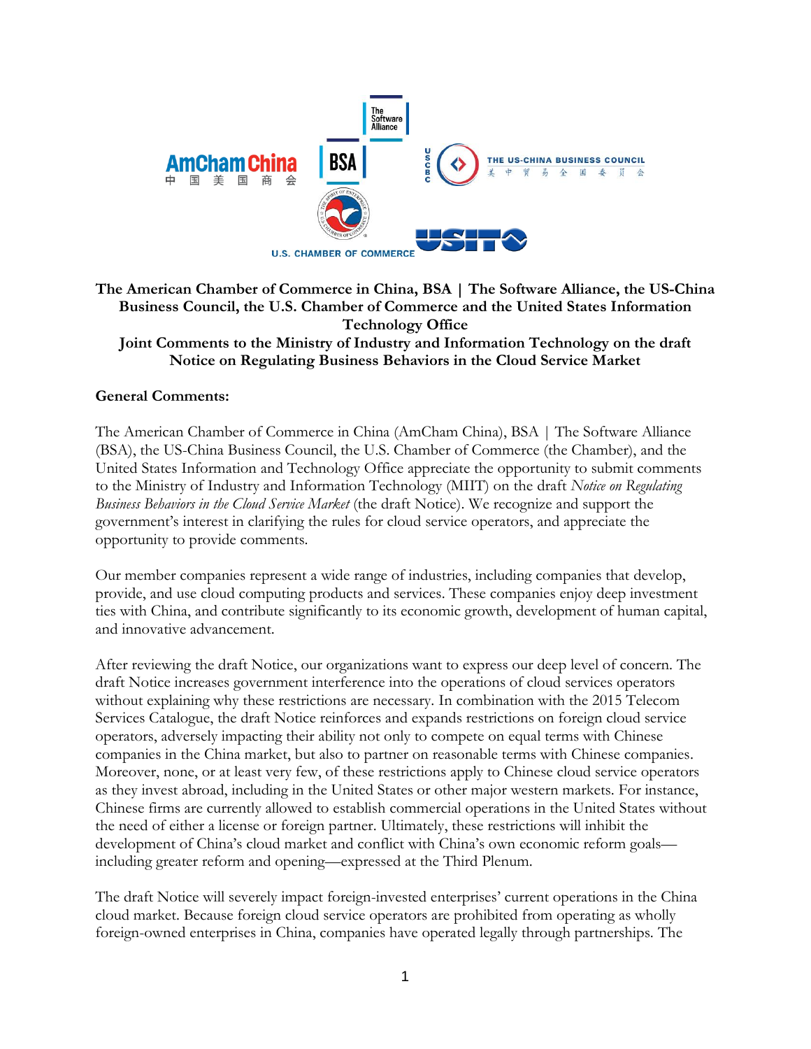**The American Chamber of Commerce in China, BSA | The Software Alliance, the US-China Business Council, the U.S. Chamber of Commerce and the United States Information Technology Office**
**Joint Comments to the Ministry of Industry and Information Technology on the draft Notice on Regulating Business Behaviors in the Cloud Service Market**

**General Comments:**

The American Chamber of Commerce in China (AmCham China), BSA | The Software Alliance (BSA), the US-China Business Council, the U.S. Chamber of Commerce (the Chamber), and the United States Information and Technology Office appreciate the opportunity to submit comments to the Ministry of Industry and Information Technology (MIIT) on the draft *Notice on Regulating Business Behaviors in the Cloud Service Market* (the draft Notice). We recognize and support the government's interest in clarifying the rules for cloud service operators, and appreciate the opportunity to provide comments.

Our member companies represent a wide range of industries, including companies that develop, provide, and use cloud computing products and services. These companies enjoy deep investment ties with China, and contribute significantly to its economic growth, development of human capital, and innovative advancement.

After reviewing the draft Notice, our organizations want to express our deep level of concern. The draft Notice increases government interference into the operations of cloud services operators without explaining why these restrictions are necessary. In combination with the 2015 Telecom Services Catalogue, the draft Notice reinforces and expands restrictions on foreign cloud service operators, adversely impacting their ability not only to compete on equal terms with Chinese companies in the China market, but also to partner on reasonable terms with Chinese companies. Moreover, none, or at least very few, of these restrictions apply to Chinese cloud service operators as they invest abroad, including in the United States or other major western markets. For instance, Chinese firms are currently allowed to establish commercial operations in the United States without the need of either a license or foreign partner. Ultimately, these restrictions will inhibit the development of China's cloud market and conflict with China's own economic reform goals—including greater reform and opening—expressed at the Third Plenum.

The draft Notice will severely impact foreign-invested enterprises' current operations in the China cloud market. Because foreign cloud service operators are prohibited from operating as wholly foreign-owned enterprises in China, companies have operated legally through partnerships. The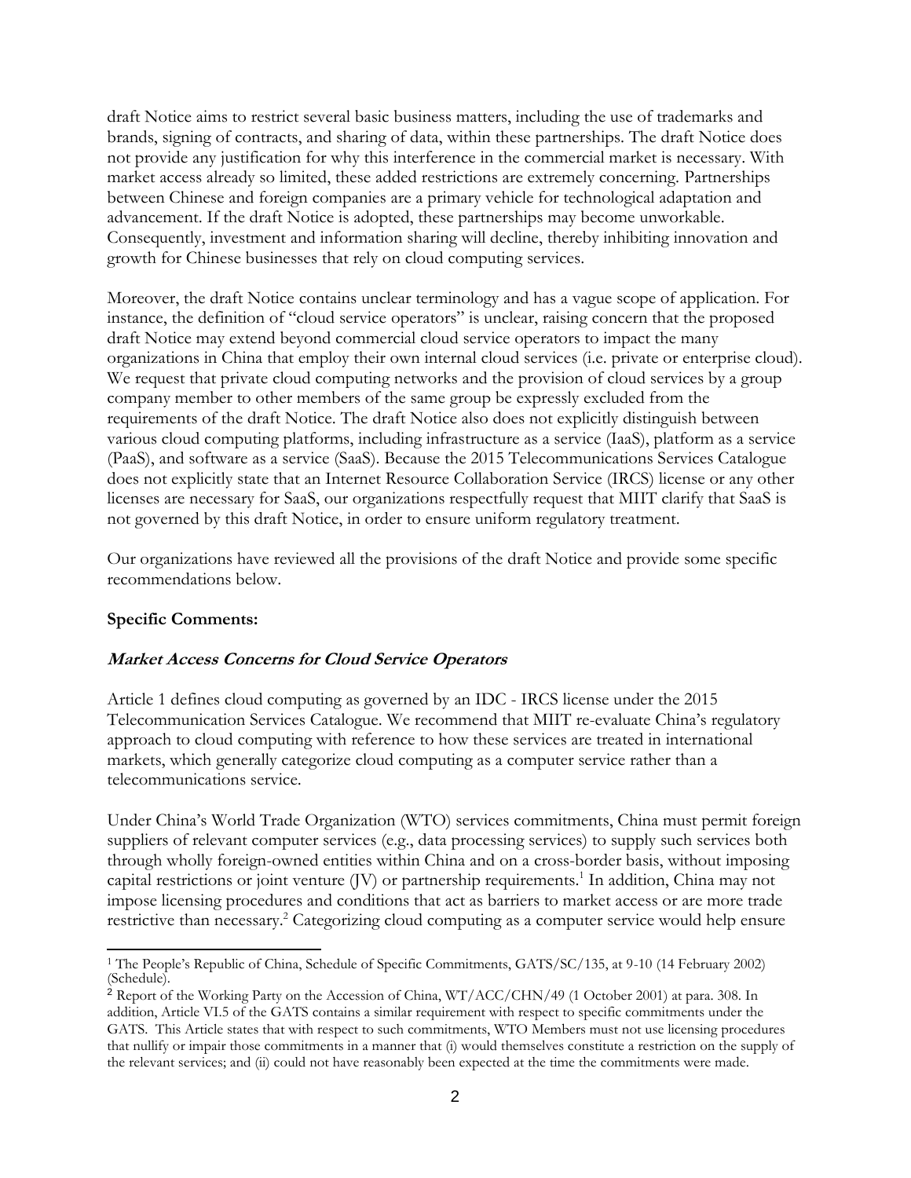draft Notice aims to restrict several basic business matters, including the use of trademarks and brands, signing of contracts, and sharing of data, within these partnerships. The draft Notice does not provide any justification for why this interference in the commercial market is necessary. With market access already so limited, these added restrictions are extremely concerning. Partnerships between Chinese and foreign companies are a primary vehicle for technological adaptation and advancement. If the draft Notice is adopted, these partnerships may become unworkable. Consequently, investment and information sharing will decline, thereby inhibiting innovation and growth for Chinese businesses that rely on cloud computing services.

Moreover, the draft Notice contains unclear terminology and has a vague scope of application. For instance, the definition of "cloud service operators" is unclear, raising concern that the proposed draft Notice may extend beyond commercial cloud service operators to impact the many organizations in China that employ their own internal cloud services (i.e. private or enterprise cloud). We request that private cloud computing networks and the provision of cloud services by a group company member to other members of the same group be expressly excluded from the requirements of the draft Notice. The draft Notice also does not explicitly distinguish between various cloud computing platforms, including infrastructure as a service (IaaS), platform as a service (PaaS), and software as a service (SaaS). Because the 2015 Telecommunications Services Catalogue does not explicitly state that an Internet Resource Collaboration Service (IRCS) license or any other licenses are necessary for SaaS, our organizations respectfully request that MIIT clarify that SaaS is not governed by this draft Notice, in order to ensure uniform regulatory treatment.

Our organizations have reviewed all the provisions of the draft Notice and provide some specific recommendations below.

**Specific Comments:**

***Market Access Concerns for Cloud Service Operators***

Article 1 defines cloud computing as governed by an IDC - IRCS license under the 2015 Telecommunication Services Catalogue. We recommend that MIIT re-evaluate China's regulatory approach to cloud computing with reference to how these services are treated in international markets, which generally categorize cloud computing as a computer service rather than a telecommunications service.

Under China's World Trade Organization (WTO) services commitments, China must permit foreign suppliers of relevant computer services (e.g., data processing services) to supply such services both through wholly foreign-owned entities within China and on a cross-border basis, without imposing capital restrictions or joint venture (JV) or partnership requirements.[1] In addition, China may not impose licensing procedures and conditions that act as barriers to market access or are more trade restrictive than necessary.[2] Categorizing cloud computing as a computer service would help ensure

---

[1] The People's Republic of China, Schedule of Specific Commitments, GATS/SC/135, at 9-10 (14 February 2002) (Schedule).

[2] Report of the Working Party on the Accession of China, WT/ACC/CHN/49 (1 October 2001) at para. 308. In addition, Article VI.5 of the GATS contains a similar requirement with respect to specific commitments under the GATS. This Article states that with respect to such commitments, WTO Members must not use licensing procedures that nullify or impair those commitments in a manner that (i) would themselves constitute a restriction on the supply of the relevant services; and (ii) could not have reasonably been expected at the time the commitments were made.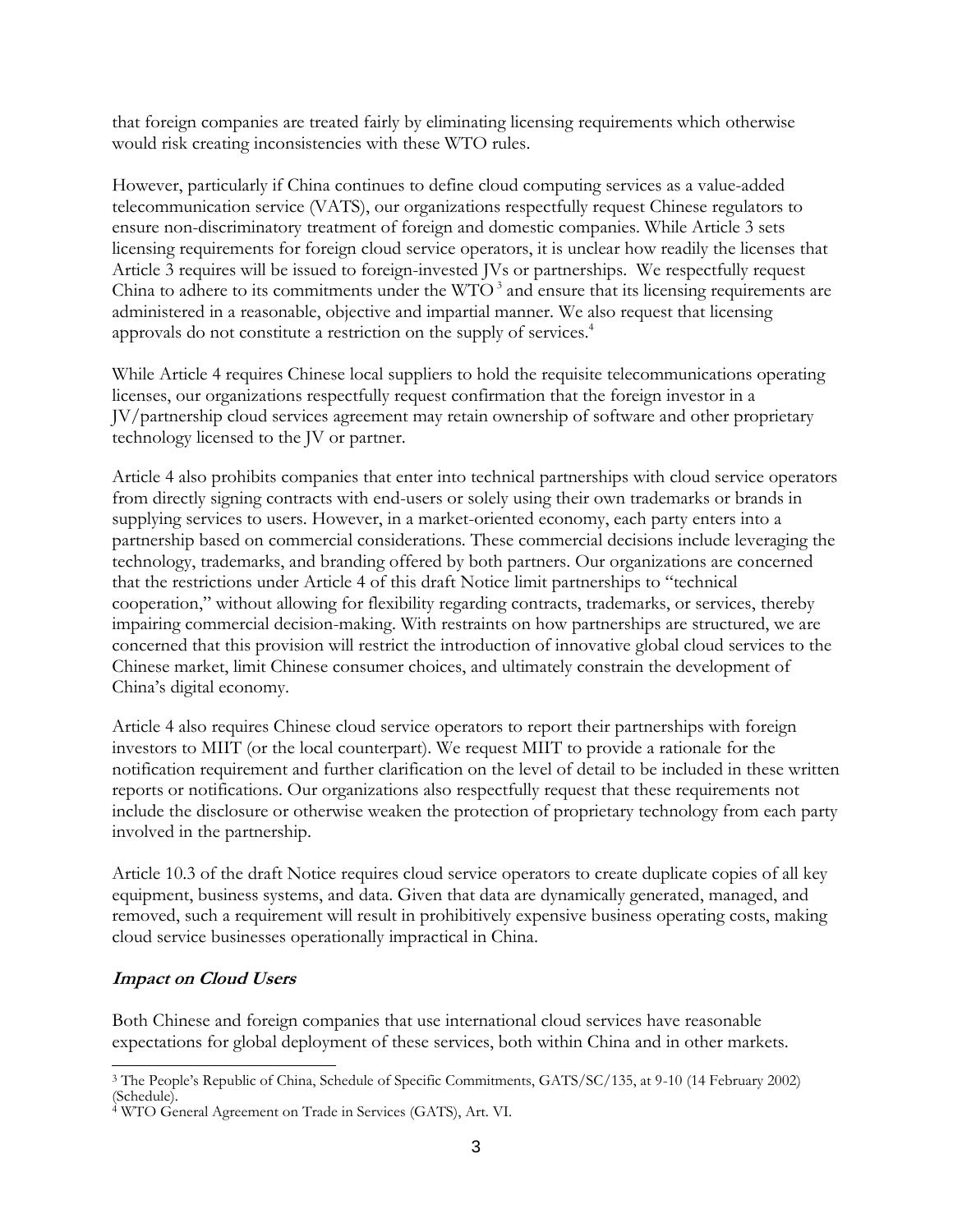that foreign companies are treated fairly by eliminating licensing requirements which otherwise would risk creating inconsistencies with these WTO rules.

However, particularly if China continues to define cloud computing services as a value-added telecommunication service (VATS), our organizations respectfully request Chinese regulators to ensure non-discriminatory treatment of foreign and domestic companies. While Article 3 sets licensing requirements for foreign cloud service operators, it is unclear how readily the licenses that Article 3 requires will be issued to foreign-invested JVs or partnerships. We respectfully request China to adhere to its commitments under the WTO [3] and ensure that its licensing requirements are administered in a reasonable, objective and impartial manner. We also request that licensing approvals do not constitute a restriction on the supply of services.[4]

While Article 4 requires Chinese local suppliers to hold the requisite telecommunications operating licenses, our organizations respectfully request confirmation that the foreign investor in a JV/partnership cloud services agreement may retain ownership of software and other proprietary technology licensed to the JV or partner.

Article 4 also prohibits companies that enter into technical partnerships with cloud service operators from directly signing contracts with end-users or solely using their own trademarks or brands in supplying services to users. However, in a market-oriented economy, each party enters into a partnership based on commercial considerations. These commercial decisions include leveraging the technology, trademarks, and branding offered by both partners. Our organizations are concerned that the restrictions under Article 4 of this draft Notice limit partnerships to "technical cooperation," without allowing for flexibility regarding contracts, trademarks, or services, thereby impairing commercial decision-making. With restraints on how partnerships are structured, we are concerned that this provision will restrict the introduction of innovative global cloud services to the Chinese market, limit Chinese consumer choices, and ultimately constrain the development of China's digital economy.

Article 4 also requires Chinese cloud service operators to report their partnerships with foreign investors to MIIT (or the local counterpart). We request MIIT to provide a rationale for the notification requirement and further clarification on the level of detail to be included in these written reports or notifications. Our organizations also respectfully request that these requirements not include the disclosure or otherwise weaken the protection of proprietary technology from each party involved in the partnership.

Article 10.3 of the draft Notice requires cloud service operators to create duplicate copies of all key equipment, business systems, and data. Given that data are dynamically generated, managed, and removed, such a requirement will result in prohibitively expensive business operating costs, making cloud service businesses operationally impractical in China.

### ***Impact on Cloud Users***

Both Chinese and foreign companies that use international cloud services have reasonable expectations for global deployment of these services, both within China and in other markets.

---

[3] The People's Republic of China, Schedule of Specific Commitments, GATS/SC/135, at 9-10 (14 February 2002) (Schedule).

[4] WTO General Agreement on Trade in Services (GATS), Art. VI.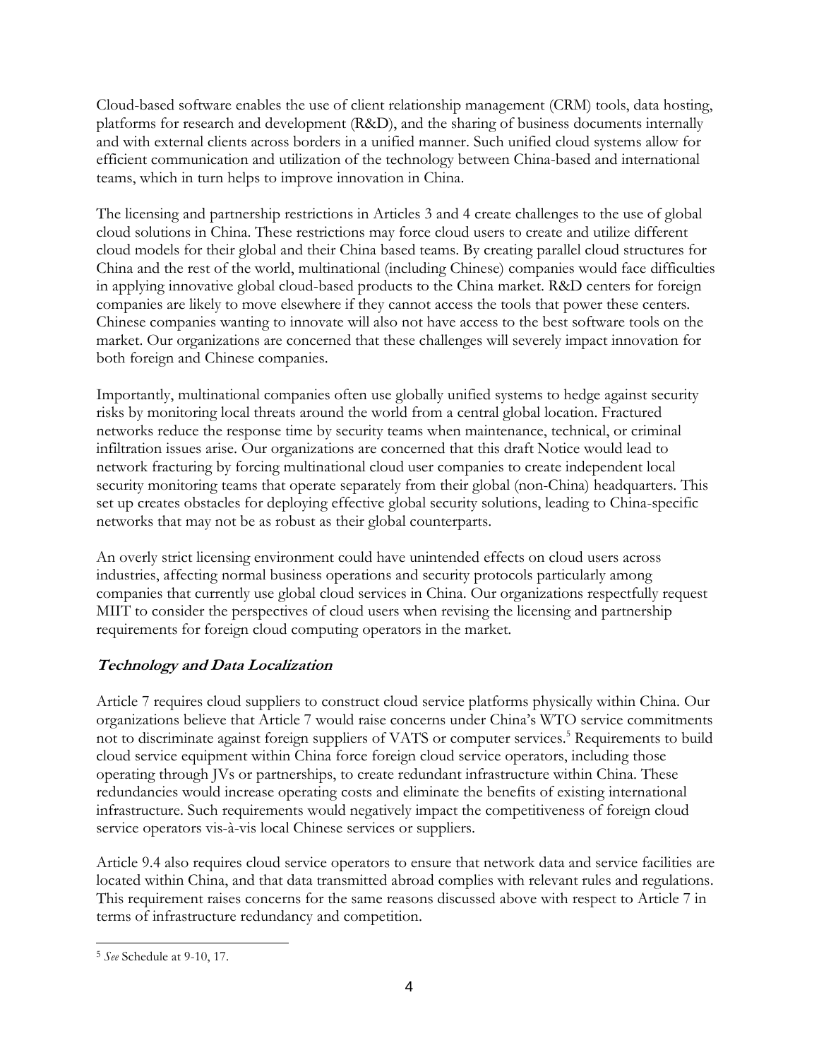Cloud-based software enables the use of client relationship management (CRM) tools, data hosting, platforms for research and development (R&D), and the sharing of business documents internally and with external clients across borders in a unified manner. Such unified cloud systems allow for efficient communication and utilization of the technology between China-based and international teams, which in turn helps to improve innovation in China.

The licensing and partnership restrictions in Articles 3 and 4 create challenges to the use of global cloud solutions in China. These restrictions may force cloud users to create and utilize different cloud models for their global and their China based teams. By creating parallel cloud structures for China and the rest of the world, multinational (including Chinese) companies would face difficulties in applying innovative global cloud-based products to the China market. R&D centers for foreign companies are likely to move elsewhere if they cannot access the tools that power these centers. Chinese companies wanting to innovate will also not have access to the best software tools on the market. Our organizations are concerned that these challenges will severely impact innovation for both foreign and Chinese companies.

Importantly, multinational companies often use globally unified systems to hedge against security risks by monitoring local threats around the world from a central global location. Fractured networks reduce the response time by security teams when maintenance, technical, or criminal infiltration issues arise. Our organizations are concerned that this draft Notice would lead to network fracturing by forcing multinational cloud user companies to create independent local security monitoring teams that operate separately from their global (non-China) headquarters. This set up creates obstacles for deploying effective global security solutions, leading to China-specific networks that may not be as robust as their global counterparts.

An overly strict licensing environment could have unintended effects on cloud users across industries, affecting normal business operations and security protocols particularly among companies that currently use global cloud services in China. Our organizations respectfully request MIIT to consider the perspectives of cloud users when revising the licensing and partnership requirements for foreign cloud computing operators in the market.

### ***Technology and Data Localization***

Article 7 requires cloud suppliers to construct cloud service platforms physically within China. Our organizations believe that Article 7 would raise concerns under China's WTO service commitments not to discriminate against foreign suppliers of VATS or computer services.[5] Requirements to build cloud service equipment within China force foreign cloud service operators, including those operating through JVs or partnerships, to create redundant infrastructure within China. These redundancies would increase operating costs and eliminate the benefits of existing international infrastructure. Such requirements would negatively impact the competitiveness of foreign cloud service operators vis-à-vis local Chinese services or suppliers.

Article 9.4 also requires cloud service operators to ensure that network data and service facilities are located within China, and that data transmitted abroad complies with relevant rules and regulations. This requirement raises concerns for the same reasons discussed above with respect to Article 7 in terms of infrastructure redundancy and competition.

[5] *See* Schedule at 9-10, 17.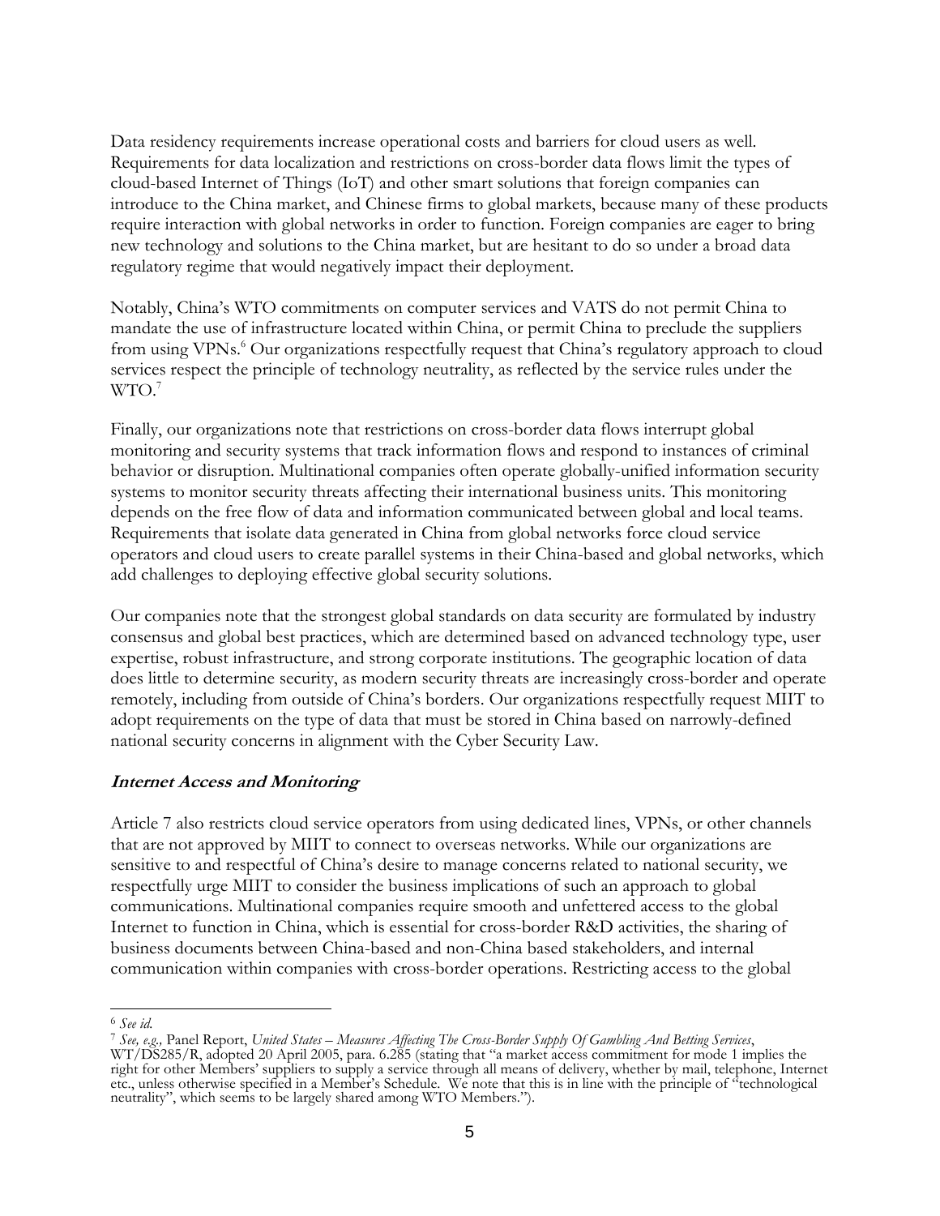Data residency requirements increase operational costs and barriers for cloud users as well. Requirements for data localization and restrictions on cross-border data flows limit the types of cloud-based Internet of Things (IoT) and other smart solutions that foreign companies can introduce to the China market, and Chinese firms to global markets, because many of these products require interaction with global networks in order to function. Foreign companies are eager to bring new technology and solutions to the China market, but are hesitant to do so under a broad data regulatory regime that would negatively impact their deployment.

Notably, China's WTO commitments on computer services and VATS do not permit China to mandate the use of infrastructure located within China, or permit China to preclude the suppliers from using VPNs.[6] Our organizations respectfully request that China's regulatory approach to cloud services respect the principle of technology neutrality, as reflected by the service rules under the WTO.[7]

Finally, our organizations note that restrictions on cross-border data flows interrupt global monitoring and security systems that track information flows and respond to instances of criminal behavior or disruption. Multinational companies often operate globally-unified information security systems to monitor security threats affecting their international business units. This monitoring depends on the free flow of data and information communicated between global and local teams. Requirements that isolate data generated in China from global networks force cloud service operators and cloud users to create parallel systems in their China-based and global networks, which add challenges to deploying effective global security solutions.

Our companies note that the strongest global standards on data security are formulated by industry consensus and global best practices, which are determined based on advanced technology type, user expertise, robust infrastructure, and strong corporate institutions. The geographic location of data does little to determine security, as modern security threats are increasingly cross-border and operate remotely, including from outside of China's borders. Our organizations respectfully request MIIT to adopt requirements on the type of data that must be stored in China based on narrowly-defined national security concerns in alignment with the Cyber Security Law.

### ***Internet Access and Monitoring***

Article 7 also restricts cloud service operators from using dedicated lines, VPNs, or other channels that are not approved by MIIT to connect to overseas networks. While our organizations are sensitive to and respectful of China's desire to manage concerns related to national security, we respectfully urge MIIT to consider the business implications of such an approach to global communications. Multinational companies require smooth and unfettered access to the global Internet to function in China, which is essential for cross-border R&D activities, the sharing of business documents between China-based and non-China based stakeholders, and internal communication within companies with cross-border operations. Restricting access to the global

---

[6] *See id.*

[7] *See, e.g.,* Panel Report, *United States – Measures Affecting The Cross-Border Supply Of Gambling And Betting Services*, WT/DS285/R, adopted 20 April 2005, para. 6.285 (stating that "a market access commitment for mode 1 implies the right for other Members' suppliers to supply a service through all means of delivery, whether by mail, telephone, Internet etc., unless otherwise specified in a Member's Schedule. We note that this is in line with the principle of "technological neutrality", which seems to be largely shared among WTO Members.").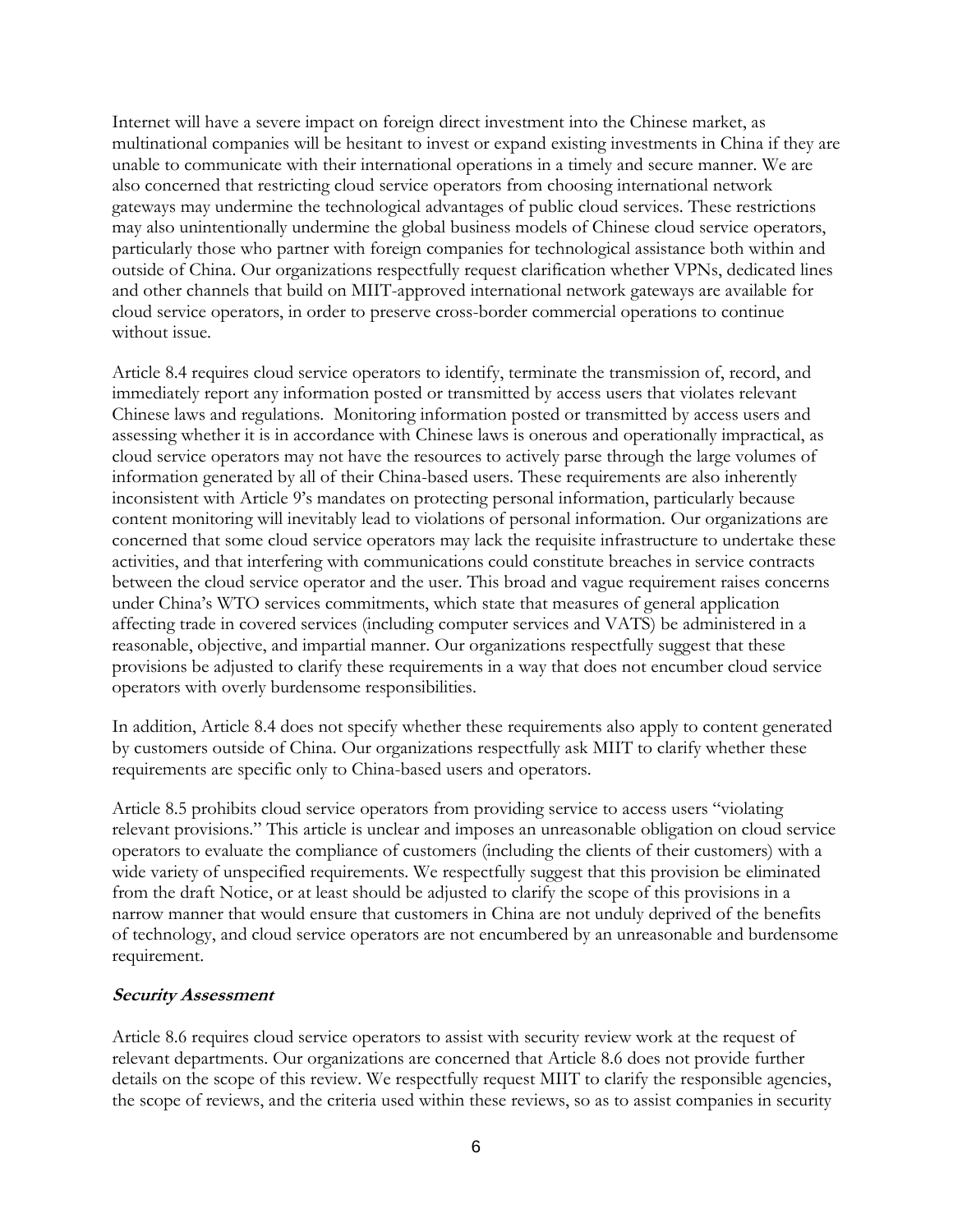Internet will have a severe impact on foreign direct investment into the Chinese market, as multinational companies will be hesitant to invest or expand existing investments in China if they are unable to communicate with their international operations in a timely and secure manner. We are also concerned that restricting cloud service operators from choosing international network gateways may undermine the technological advantages of public cloud services. These restrictions may also unintentionally undermine the global business models of Chinese cloud service operators, particularly those who partner with foreign companies for technological assistance both within and outside of China. Our organizations respectfully request clarification whether VPNs, dedicated lines and other channels that build on MIIT-approved international network gateways are available for cloud service operators, in order to preserve cross-border commercial operations to continue without issue.

Article 8.4 requires cloud service operators to identify, terminate the transmission of, record, and immediately report any information posted or transmitted by access users that violates relevant Chinese laws and regulations. Monitoring information posted or transmitted by access users and assessing whether it is in accordance with Chinese laws is onerous and operationally impractical, as cloud service operators may not have the resources to actively parse through the large volumes of information generated by all of their China-based users. These requirements are also inherently inconsistent with Article 9's mandates on protecting personal information, particularly because content monitoring will inevitably lead to violations of personal information. Our organizations are concerned that some cloud service operators may lack the requisite infrastructure to undertake these activities, and that interfering with communications could constitute breaches in service contracts between the cloud service operator and the user. This broad and vague requirement raises concerns under China's WTO services commitments, which state that measures of general application affecting trade in covered services (including computer services and VATS) be administered in a reasonable, objective, and impartial manner. Our organizations respectfully suggest that these provisions be adjusted to clarify these requirements in a way that does not encumber cloud service operators with overly burdensome responsibilities.

In addition, Article 8.4 does not specify whether these requirements also apply to content generated by customers outside of China. Our organizations respectfully ask MIIT to clarify whether these requirements are specific only to China-based users and operators.

Article 8.5 prohibits cloud service operators from providing service to access users "violating relevant provisions." This article is unclear and imposes an unreasonable obligation on cloud service operators to evaluate the compliance of customers (including the clients of their customers) with a wide variety of unspecified requirements. We respectfully suggest that this provision be eliminated from the draft Notice, or at least should be adjusted to clarify the scope of this provisions in a narrow manner that would ensure that customers in China are not unduly deprived of the benefits of technology, and cloud service operators are not encumbered by an unreasonable and burdensome requirement.

***Security Assessment***

Article 8.6 requires cloud service operators to assist with security review work at the request of relevant departments. Our organizations are concerned that Article 8.6 does not provide further details on the scope of this review. We respectfully request MIIT to clarify the responsible agencies, the scope of reviews, and the criteria used within these reviews, so as to assist companies in security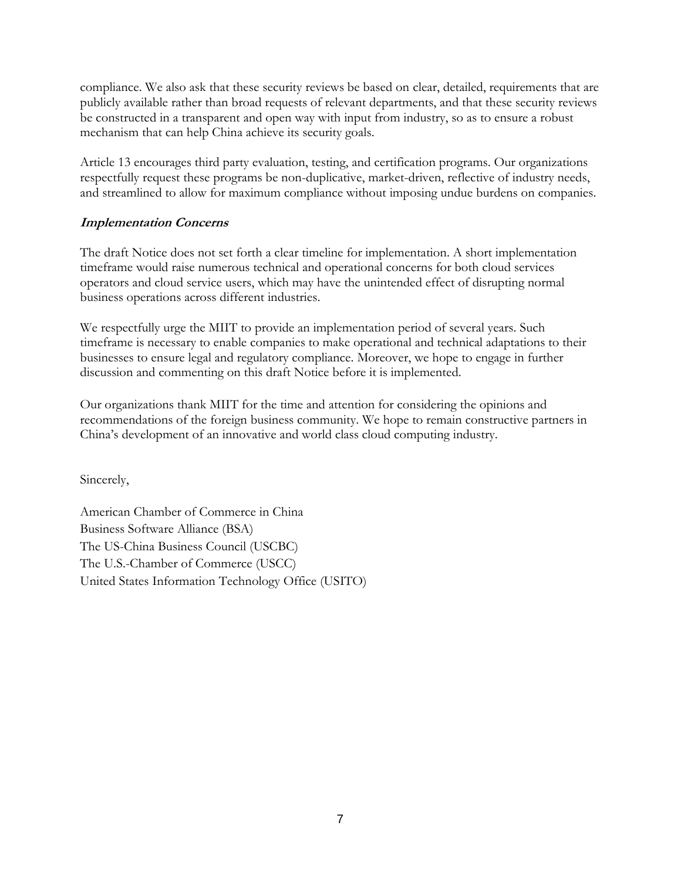compliance. We also ask that these security reviews be based on clear, detailed, requirements that are publicly available rather than broad requests of relevant departments, and that these security reviews be constructed in a transparent and open way with input from industry, so as to ensure a robust mechanism that can help China achieve its security goals.

Article 13 encourages third party evaluation, testing, and certification programs. Our organizations respectfully request these programs be non-duplicative, market-driven, reflective of industry needs, and streamlined to allow for maximum compliance without imposing undue burdens on companies.

***Implementation Concerns***

The draft Notice does not set forth a clear timeline for implementation. A short implementation timeframe would raise numerous technical and operational concerns for both cloud services operators and cloud service users, which may have the unintended effect of disrupting normal business operations across different industries.

We respectfully urge the MIIT to provide an implementation period of several years. Such timeframe is necessary to enable companies to make operational and technical adaptations to their businesses to ensure legal and regulatory compliance. Moreover, we hope to engage in further discussion and commenting on this draft Notice before it is implemented.

Our organizations thank MIIT for the time and attention for considering the opinions and recommendations of the foreign business community. We hope to remain constructive partners in China's development of an innovative and world class cloud computing industry.

Sincerely,

American Chamber of Commerce in China
Business Software Alliance (BSA)
The US-China Business Council (USCBC)
The U.S.-Chamber of Commerce (USCC)
United States Information Technology Office (USITO)